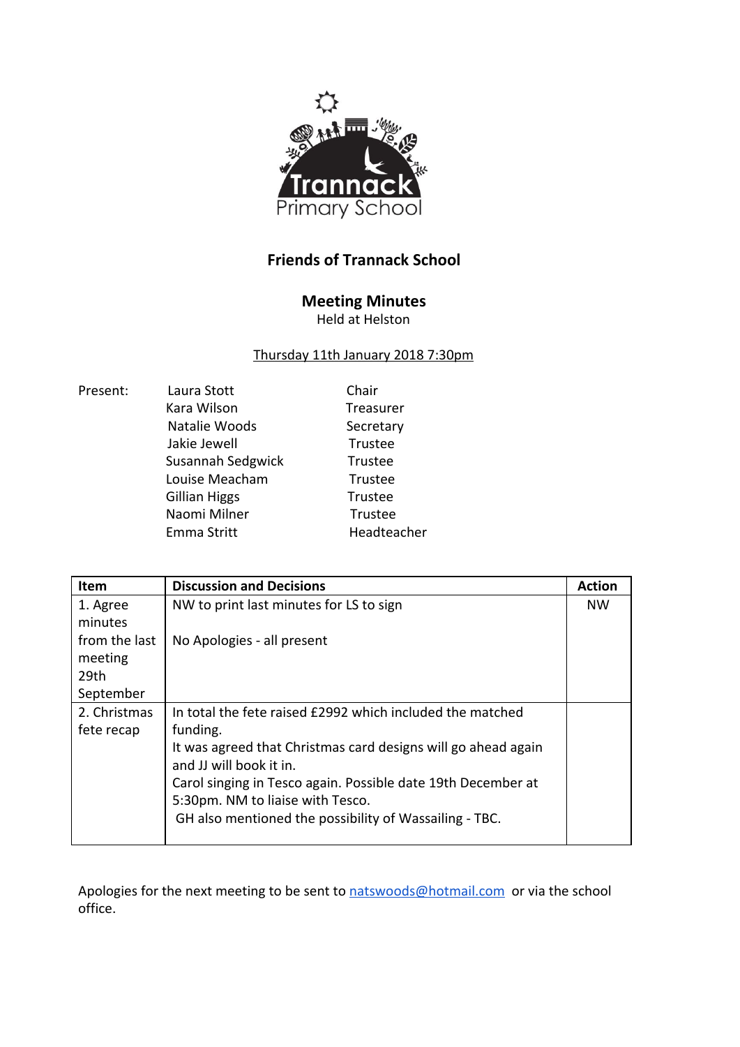Trannack Primary School

# Friends of Trannack School

## Meeting Minutes

Held at Helston

Thursday 11th January 2018 7:30pm

| Present: | | |
|---|---|---|
| | Laura Stott | Chair |
| | Kara Wilson | Treasurer |
| | Natalie Woods | Secretary |
| | Jakie Jewell | Trustee |
| | Susannah Sedgwick | Trustee |
| | Louise Meacham | Trustee |
| | Gillian Higgs | Trustee |
| | Naomi Milner | Trustee |
| | Emma Stritt | Headteacher |

| Item | Discussion and Decisions | Action |
|---|---|---|
| 1. Agree minutes from the last meeting 29th September | NW to print last minutes for LS to sign<br><br>No Apologies - all present | NW |
| 2. Christmas fete recap | In total the fete raised £2992 which included the matched funding.<br>It was agreed that Christmas card designs will go ahead again and JJ will book it in.<br>Carol singing in Tesco again. Possible date 19th December at 5:30pm. NM to liaise with Tesco.<br>GH also mentioned the possibility of Wassailing - TBC. | |

Apologies for the next meeting to be sent to natswoods@hotmail.com or via the school office.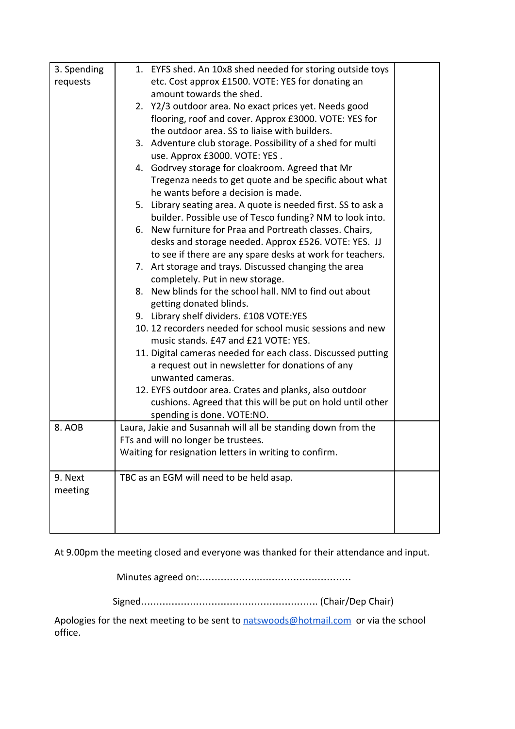| | | |
|---|---|---|
| 3. Spending requests | 1. EYFS shed. An 10x8 shed needed for storing outside toys etc. Cost approx £1500. VOTE: YES for donating an amount towards the shed.<br>2. Y2/3 outdoor area. No exact prices yet. Needs good flooring, roof and cover. Approx £3000. VOTE: YES for the outdoor area. SS to liaise with builders.<br>3. Adventure club storage. Possibility of a shed for multi use. Approx £3000. VOTE: YES .<br>4. Godrvey storage for cloakroom. Agreed that Mr Tregenza needs to get quote and be specific about what he wants before a decision is made.<br>5. Library seating area. A quote is needed first. SS to ask a builder. Possible use of Tesco funding? NM to look into.<br>6. New furniture for Praa and Portreath classes. Chairs, desks and storage needed. Approx £526. VOTE: YES. JJ to see if there are any spare desks at work for teachers.<br>7. Art storage and trays. Discussed changing the area completely. Put in new storage.<br>8. New blinds for the school hall. NM to find out about getting donated blinds.<br>9. Library shelf dividers. £108 VOTE:YES<br>10. 12 recorders needed for school music sessions and new music stands. £47 and £21 VOTE: YES.<br>11. Digital cameras needed for each class. Discussed putting a request out in newsletter for donations of any unwanted cameras.<br>12. EYFS outdoor area. Crates and planks, also outdoor cushions. Agreed that this will be put on hold until other spending is done. VOTE:NO. | |
| 8. AOB | Laura, Jakie and Susannah will all be standing down from the FTs and will no longer be trustees.<br>Waiting for resignation letters in writing to confirm. | |
| 9. Next meeting | TBC as an EGM will need to be held asap. | |

At 9.00pm the meeting closed and everyone was thanked for their attendance and input.

Minutes agreed on:...................................................

Signed......................................................... (Chair/Dep Chair)

Apologies for the next meeting to be sent to [natswoods@hotmail.com](mailto:natswoods@hotmail.com) or via the school office.